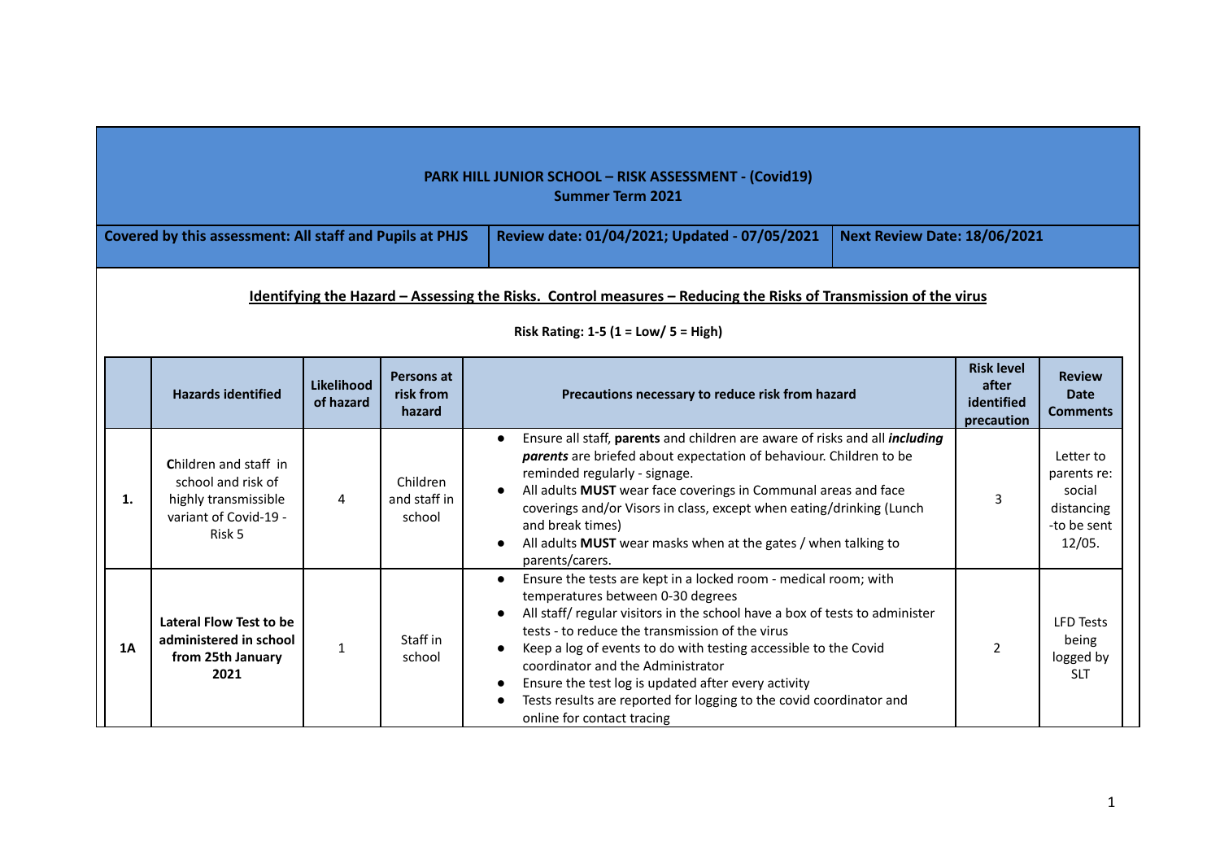# PARK HILL JUNIOR SCHOOL – RISK ASSESSMENT - (Covid19)
## Summer Term 2021

| Covered by this assessment: All staff and Pupils at PHJS | Review date: 01/04/2021; Updated - 07/05/2021 | Next Review Date: 18/06/2021 |
|---|---|---|

**Identifying the Hazard – Assessing the Risks. Control measures – Reducing the Risks of Transmission of the virus**

**Risk Rating: 1-5 (1 = Low/ 5 = High)**

| | Hazards identified | Likelihood of hazard | Persons at risk from hazard | Precautions necessary to reduce risk from hazard | Risk level after identified precaution | Review Date Comments |
|---|---|---|---|---|---|---|
| **1.** | **C**hildren and staff in school and risk of highly transmissible variant of Covid-19 - Risk 5 | 4 | Children and staff in school | • Ensure all staff, **parents** and children are aware of risks and all ***including parents*** are briefed about expectation of behaviour. Children to be reminded regularly - signage.<br>• All adults **MUST** wear face coverings in Communal areas and face coverings and/or Visors in class, except when eating/drinking (Lunch and break times)<br>• All adults **MUST** wear masks when at the gates / when talking to parents/carers. | 3 | Letter to parents re: social distancing -to be sent 12/05. |
| **1A** | **Lateral Flow Test to be administered in school from 25th January 2021** | 1 | Staff in school | • Ensure the tests are kept in a locked room - medical room; with temperatures between 0-30 degrees<br>• All staff/ regular visitors in the school have a box of tests to administer tests - to reduce the transmission of the virus<br>• Keep a log of events to do with testing accessible to the Covid coordinator and the Administrator<br>• Ensure the test log is updated after every activity<br>• Tests results are reported for logging to the covid coordinator and online for contact tracing | 2 | LFD Tests being logged by SLT |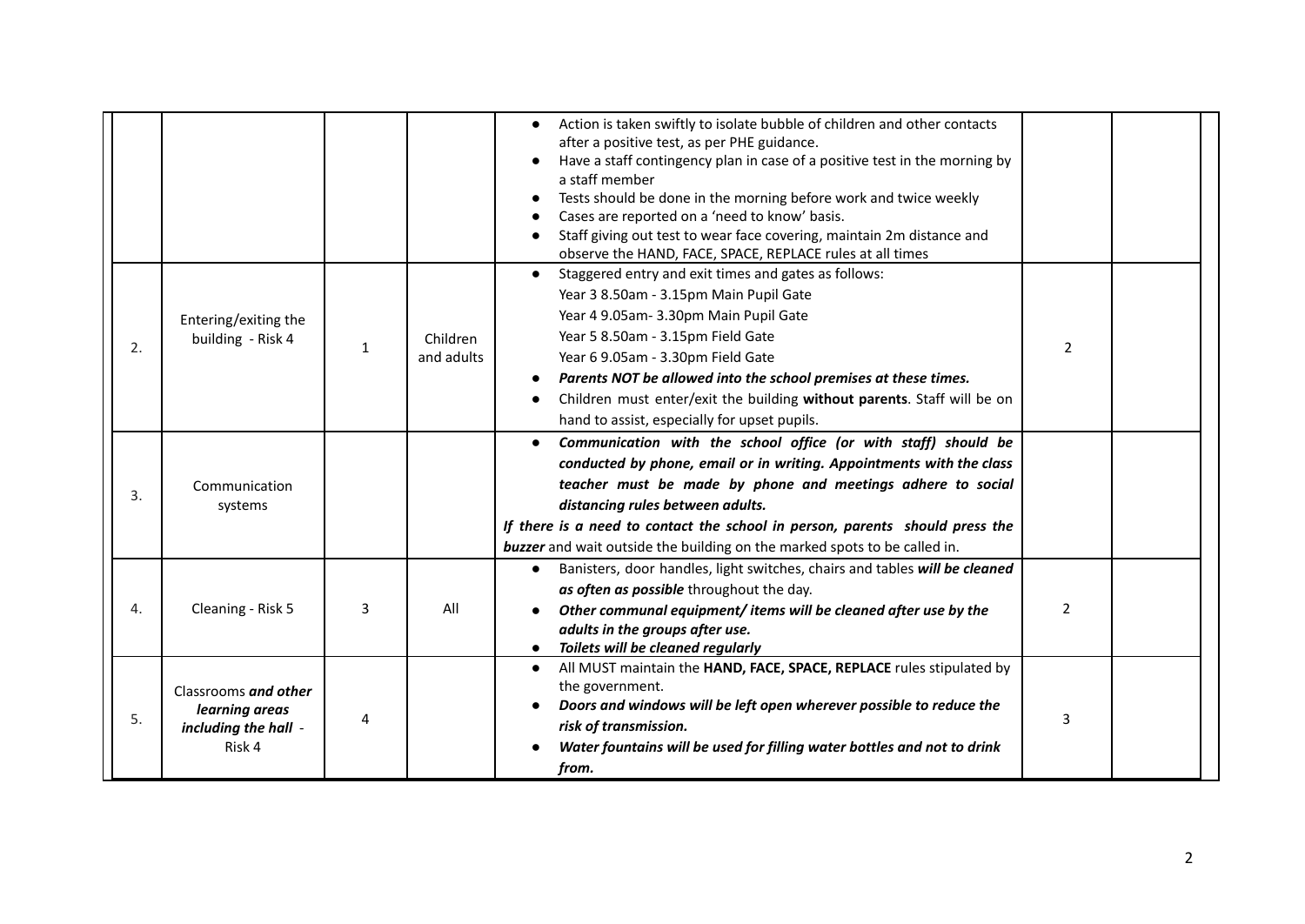| | | | | | | |
|---|---|---|---|---|---|---|
| | | | | • Action is taken swiftly to isolate bubble of children and other contacts after a positive test, as per PHE guidance.<br>• Have a staff contingency plan in case of a positive test in the morning by a staff member<br>• Tests should be done in the morning before work and twice weekly<br>• Cases are reported on a 'need to know' basis.<br>• Staff giving out test to wear face covering, maintain 2m distance and observe the HAND, FACE, SPACE, REPLACE rules at all times | | |
| 2. | Entering/exiting the building - Risk 4 | 1 | Children and adults | • Staggered entry and exit times and gates as follows:<br>Year 3 8.50am - 3.15pm Main Pupil Gate<br>Year 4 9.05am- 3.30pm Main Pupil Gate<br>Year 5 8.50am - 3.15pm Field Gate<br>Year 6 9.05am - 3.30pm Field Gate<br>• ***Parents NOT be allowed into the school premises at these times.***<br>• Children must enter/exit the building **without parents**. Staff will be on hand to assist, especially for upset pupils. | 2 | |
| 3. | Communication systems | | | • ***Communication with the school office (or with staff) should be conducted by phone, email or in writing. Appointments with the class teacher must be made by phone and meetings adhere to social distancing rules between adults.***<br>***If there is a need to contact the school in person, parents should press the buzzer*** and wait outside the building on the marked spots to be called in. | | |
| 4. | Cleaning - Risk 5 | 3 | All | • Banisters, door handles, light switches, chairs and tables ***will be cleaned as often as possible*** throughout the day.<br>• ***Other communal equipment/ items will be cleaned after use by the adults in the groups after use.***<br>• ***Toilets will be cleaned regularly*** | 2 | |
| 5. | Classrooms ***and other learning areas including the hall*** - Risk 4 | 4 | | • All MUST maintain the **HAND, FACE, SPACE, REPLACE** rules stipulated by the government.<br>• ***Doors and windows will be left open wherever possible to reduce the risk of transmission.***<br>• ***Water fountains will be used for filling water bottles and not to drink from.*** | 3 | |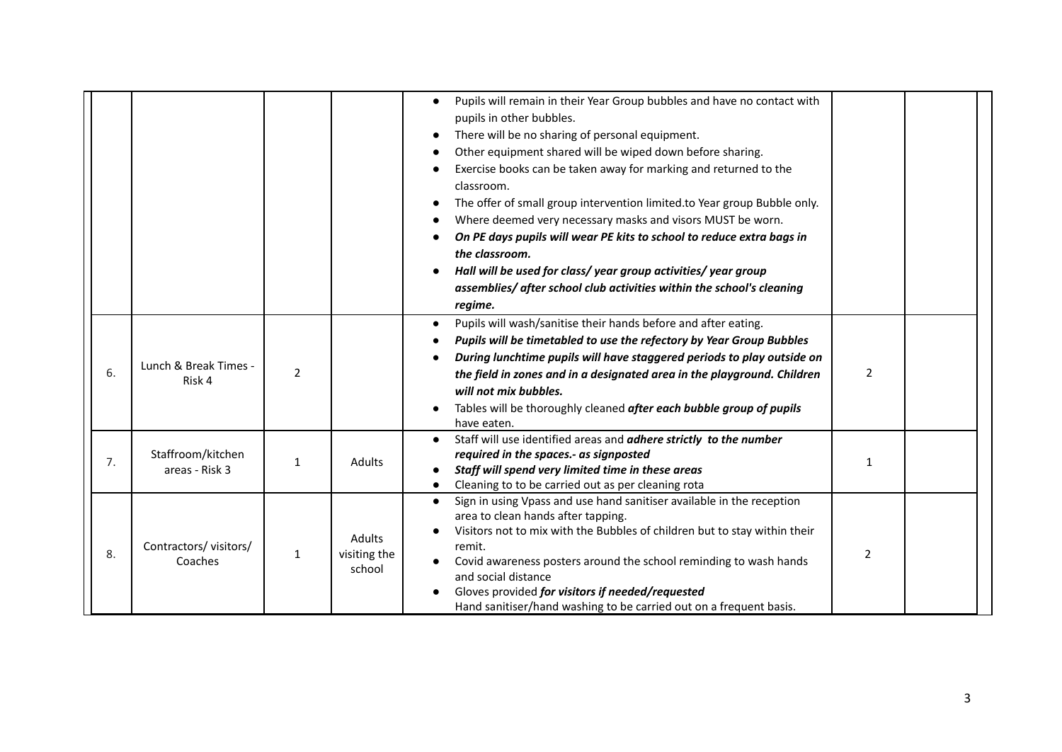| | | | | | | |
|---|---|---|---|---|---|---|
| | | | | • Pupils will remain in their Year Group bubbles and have no contact with pupils in other bubbles.<br>• There will be no sharing of personal equipment.<br>• Other equipment shared will be wiped down before sharing.<br>• Exercise books can be taken away for marking and returned to the classroom.<br>• The offer of small group intervention limited.to Year group Bubble only.<br>• Where deemed very necessary masks and visors MUST be worn.<br>• ***On PE days pupils will wear PE kits to school to reduce extra bags in the classroom.***<br>• ***Hall will be used for class/ year group activities/ year group assemblies/ after school club activities within the school's cleaning regime.*** | | |
| 6. | Lunch & Break Times - Risk 4 | 2 | | • Pupils will wash/sanitise their hands before and after eating.<br>• ***Pupils will be timetabled to use the refectory by Year Group Bubbles***<br>• ***During lunchtime pupils will have staggered periods to play outside on the field in zones and in a designated area in the playground. Children will not mix bubbles.***<br>• Tables will be thoroughly cleaned ***after each bubble group of pupils*** have eaten. | 2 | |
| 7. | Staffroom/kitchen areas - Risk 3 | 1 | Adults | • Staff will use identified areas and ***adhere strictly to the number required in the spaces.- as signposted***<br>• ***Staff will spend very limited time in these areas***<br>• Cleaning to to be carried out as per cleaning rota | 1 | |
| 8. | Contractors/ visitors/ Coaches | 1 | Adults visiting the school | • Sign in using Vpass and use hand sanitiser available in the reception area to clean hands after tapping.<br>• Visitors not to mix with the Bubbles of children but to stay within their remit.<br>• Covid awareness posters around the school reminding to wash hands and social distance<br>• Gloves provided ***for visitors if needed/requested***<br>Hand sanitiser/hand washing to be carried out on a frequent basis. | 2 | |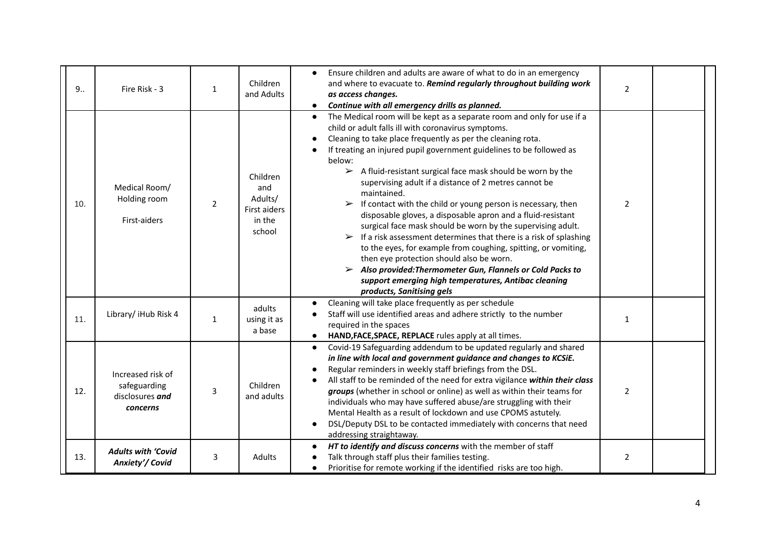| 9.. | Fire Risk - 3 | 1 | Children and Adults | • Ensure children and adults are aware of what to do in an emergency and where to evacuate to. ***Remind regularly throughout building work as access changes.***<br>• ***Continue with all emergency drills as planned.*** | 2 | |
|---|---|---|---|---|---|---|
| 10. | Medical Room/ Holding room<br><br>First-aiders | 2 | Children and Adults/ First aiders in the school | • The Medical room will be kept as a separate room and only for use if a child or adult falls ill with coronavirus symptoms.<br>• Cleaning to take place frequently as per the cleaning rota.<br>• If treating an injured pupil government guidelines to be followed as below:<br>➢ A fluid-resistant surgical face mask should be worn by the supervising adult if a distance of 2 metres cannot be maintained.<br>➢ If contact with the child or young person is necessary, then disposable gloves, a disposable apron and a fluid-resistant surgical face mask should be worn by the supervising adult.<br>➢ If a risk assessment determines that there is a risk of splashing to the eyes, for example from coughing, spitting, or vomiting, then eye protection should also be worn.<br>➢ ***Also provided:Thermometer Gun, Flannels or Cold Packs to support emerging high temperatures, Antibac cleaning products, Sanitising gels*** | 2 | |
| 11. | Library/ iHub Risk 4 | 1 | adults using it as a base | • Cleaning will take place frequently as per schedule<br>• Staff will use identified areas and adhere strictly to the number required in the spaces<br>• **HAND,FACE,SPACE, REPLACE** rules apply at all times. | 1 | |
| 12. | Increased risk of safeguarding disclosures ***and concerns*** | 3 | Children and adults | • Covid-19 Safeguarding addendum to be updated regularly and shared ***in line with local and government guidance and changes to KCSiE.***<br>• Regular reminders in weekly staff briefings from the DSL.<br>• All staff to be reminded of the need for extra vigilance ***within their class groups*** (whether in school or online) as well as within their teams for individuals who may have suffered abuse/are struggling with their Mental Health as a result of lockdown and use CPOMS astutely.<br>• DSL/Deputy DSL to be contacted immediately with concerns that need addressing straightaway. | 2 | |
| 13. | ***Adults with 'Covid Anxiety'/ Covid*** | 3 | Adults | • ***HT to identify and discuss concerns*** with the member of staff<br>• Talk through staff plus their families testing.<br>• Prioritise for remote working if the identified risks are too high. | 2 | |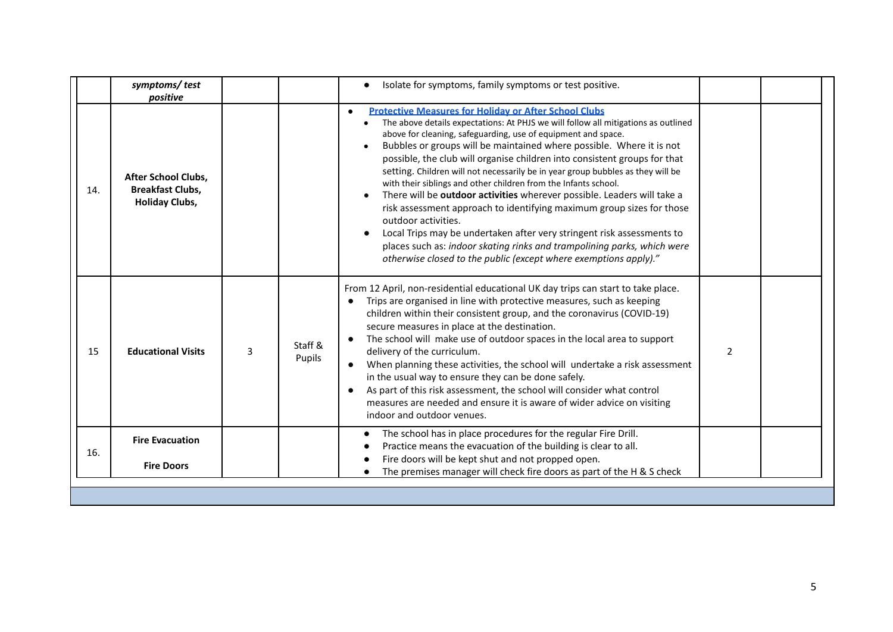| | | | | | | |
|---|---|---|---|---|---|---|
| | ***symptoms/ test positive*** | | | • Isolate for symptoms, family symptoms or test positive. | | |
| 14. | **After School Clubs, Breakfast Clubs, Holiday Clubs,** | | | • [**Protective Measures for Holiday or After School Clubs**]<br>• The above details expectations: At PHJS we will follow all mitigations as outlined above for cleaning, safeguarding, use of equipment and space.<br>• Bubbles or groups will be maintained where possible. Where it is not possible, the club will organise children into consistent groups for that setting. Children will not necessarily be in year group bubbles as they will be with their siblings and other children from the Infants school.<br>• There will be **outdoor activities** wherever possible. Leaders will take a risk assessment approach to identifying maximum group sizes for those outdoor activities.<br>• Local Trips may be undertaken after very stringent risk assessments to places such as: *indoor skating rinks and trampolining parks, which were otherwise closed to the public (except where exemptions apply)."* | | |
| 15 | **Educational Visits** | 3 | Staff & Pupils | From 12 April, non-residential educational UK day trips can start to take place.<br>• Trips are organised in line with protective measures, such as keeping children within their consistent group, and the coronavirus (COVID-19) secure measures in place at the destination.<br>• The school will make use of outdoor spaces in the local area to support delivery of the curriculum.<br>• When planning these activities, the school will undertake a risk assessment in the usual way to ensure they can be done safely.<br>• As part of this risk assessment, the school will consider what control measures are needed and ensure it is aware of wider advice on visiting indoor and outdoor venues. | 2 | |
| 16. | **Fire Evacuation**<br><br>**Fire Doors** | | | • The school has in place procedures for the regular Fire Drill.<br>• Practice means the evacuation of the building is clear to all.<br>• Fire doors will be kept shut and not propped open.<br>• The premises manager will check fire doors as part of the H & S check | | |